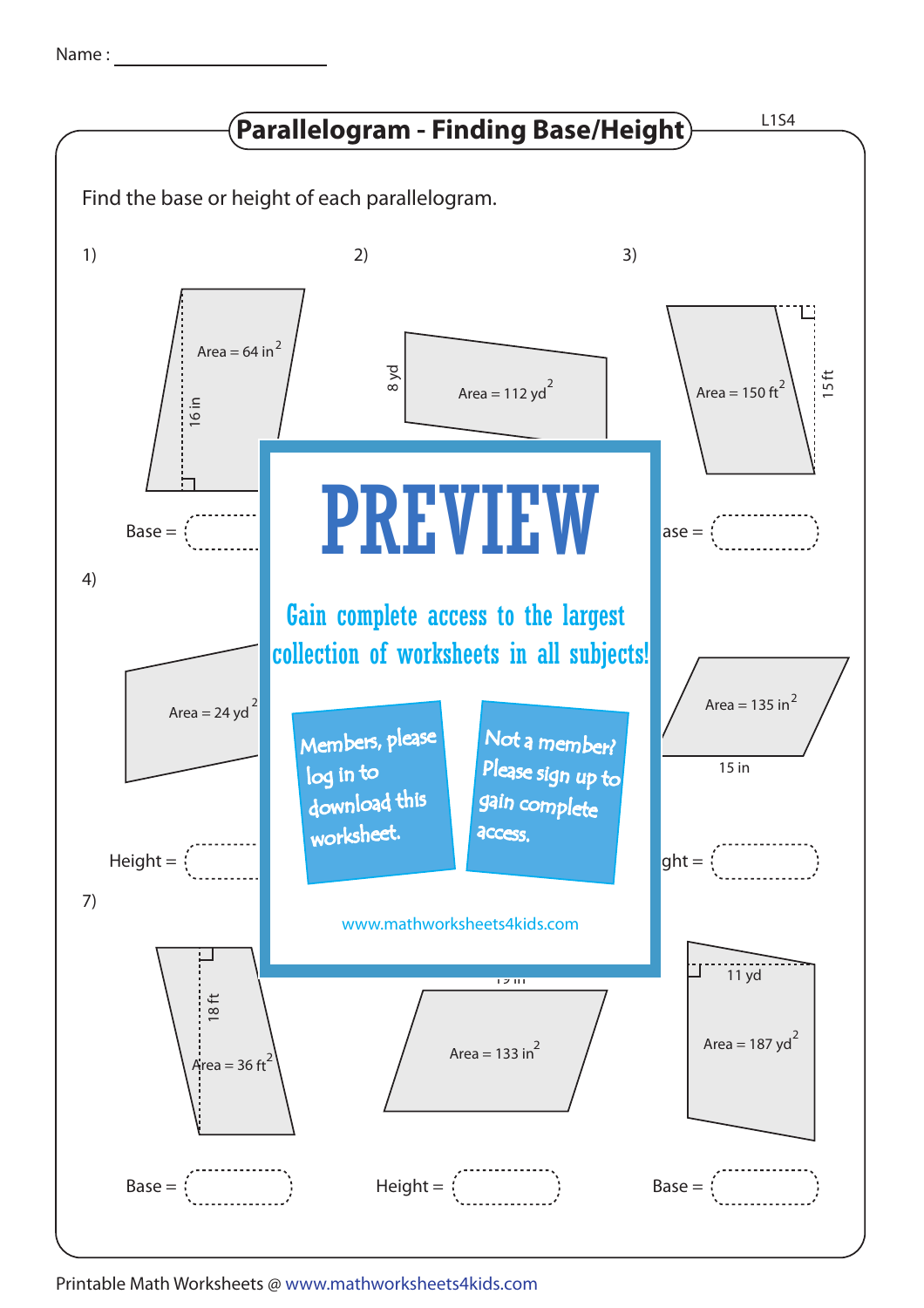Name :

# Parallelogram - Finding Base/Height

L1S4

Find the base or height of each parallelogram.

1)

Area = 64 $in^2$

16 in

Base =

2)

8 yd

Area = 112 $yd^2$

3)

Area = 150 $ft^2$

15 ft

ase =

4)

Area = 24 $yd^2$

Height =

Area = 135 $in^2$

15 in

ght =

PREVIEW

Gain complete access to the largest collection of worksheets in all subjects!

Members, please log in to download this worksheet.

Not a member? Please sign up to gain complete access.

www.mathworksheets4kids.com

7)

18 ft

Area = 36 $ft^2$

Base =

19 in

Area = 133 $in^2$

Height =

11 yd

Area = 187 $yd^2$

Base =

Printable Math Worksheets @ www.mathworksheets4kids.com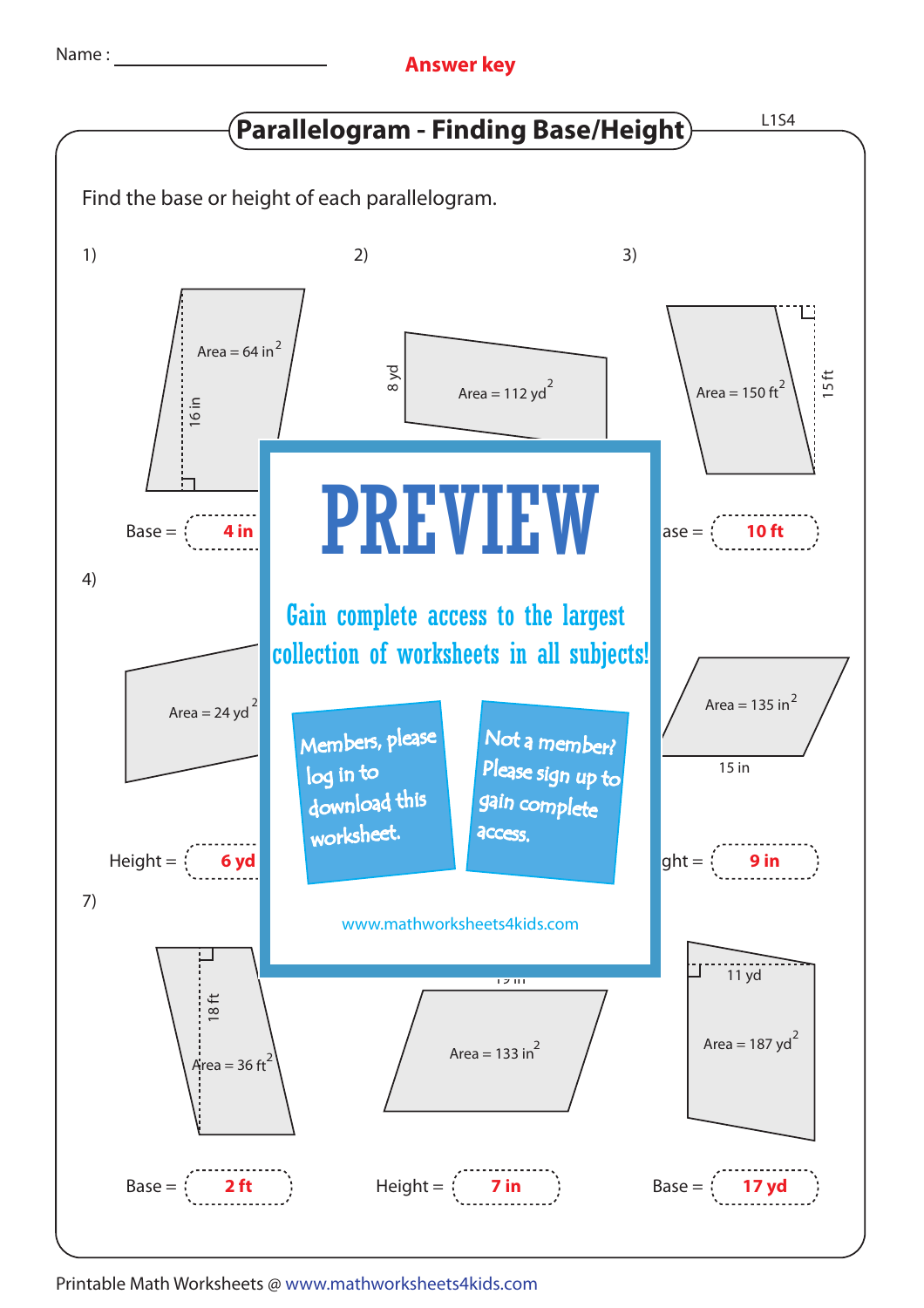Name : ______________ **Answer key**

# Parallelogram - Finding Base/Height

L1S4

Find the base or height of each parallelogram.

1)

Area = 64 in$^2$

16 in

Base = **4 in**

2)

8 yd

Area = 112 yd$^2$

3)

Area = 150 ft$^2$

15 ft

ase = **10 ft**

4)

Area = 24 yd$^2$

Height = **6 yd**

Area = 135 in$^2$

15 in

ght = **9 in**

7)

18 ft

Area = 36 ft$^2$

Base = **2 ft**

19 in

Area = 133 in$^2$

Height = **7 in**

11 yd

Area = 187 yd$^2$

Base = **17 yd**

PREVIEW

Gain complete access to the largest collection of worksheets in all subjects!

Members, please log in to download this worksheet.

Not a member? Please sign up to gain complete access.

www.mathworksheets4kids.com

Printable Math Worksheets @ www.mathworksheets4kids.com